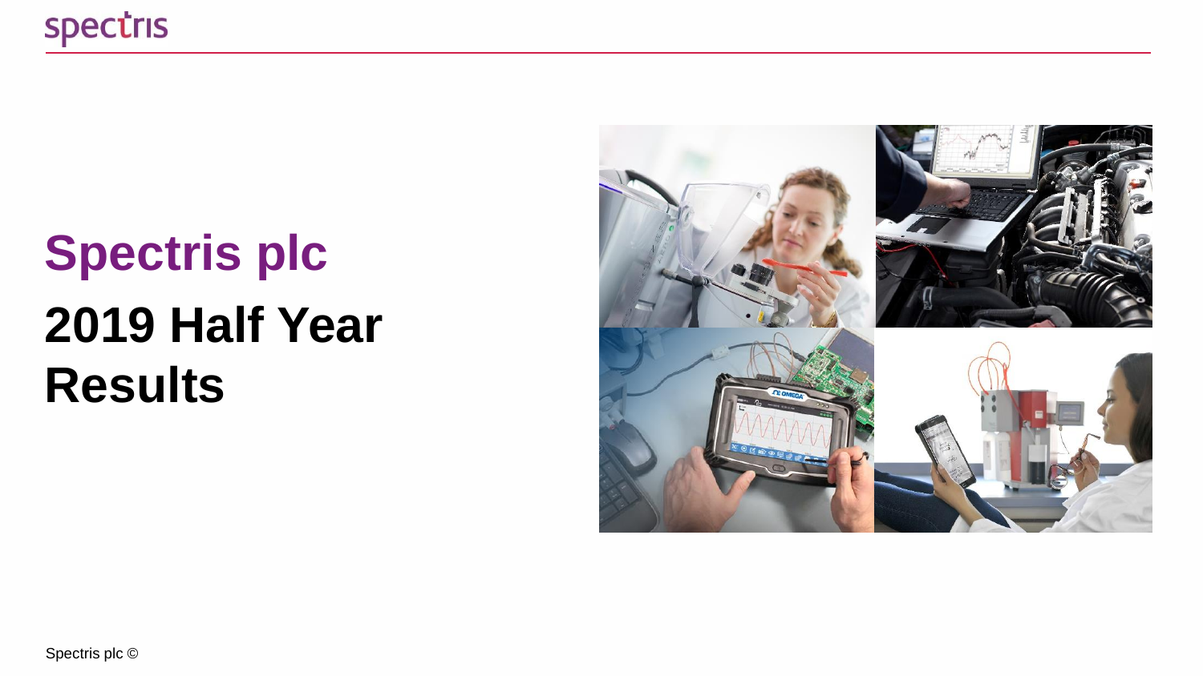# Spectris plc

## 2019 Half Year Results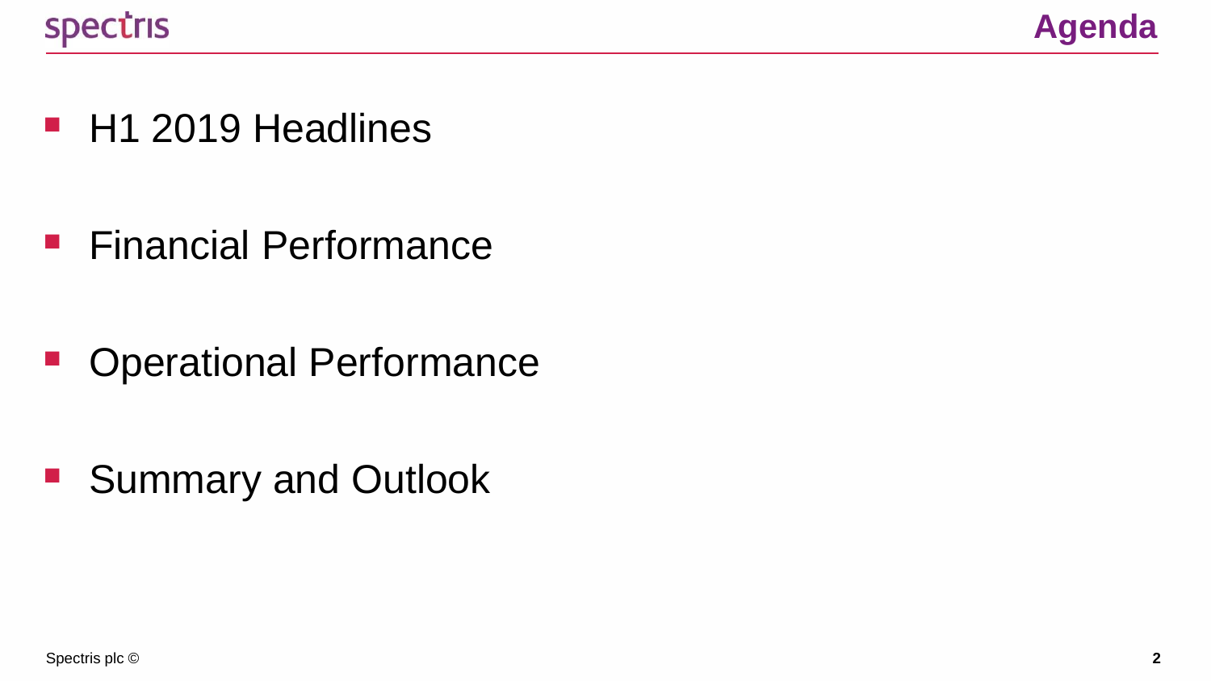# Agenda

- H1 2019 Headlines
- Financial Performance
- Operational Performance
- Summary and Outlook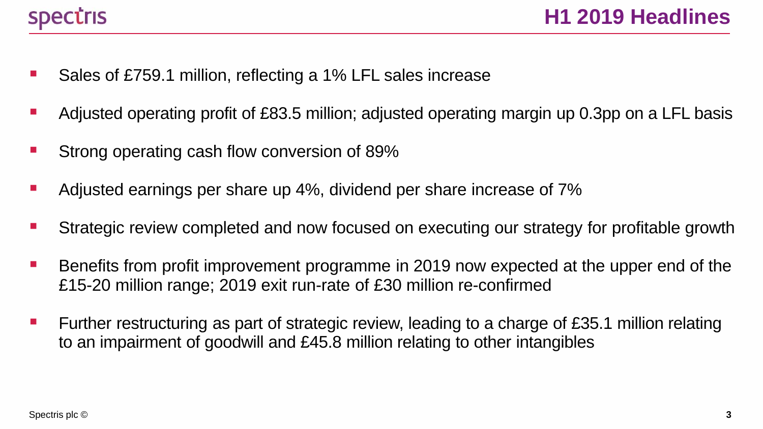# H1 2019 Headlines

- Sales of £759.1 million, reflecting a 1% LFL sales increase
- Adjusted operating profit of £83.5 million; adjusted operating margin up 0.3pp on a LFL basis
- Strong operating cash flow conversion of 89%
- Adjusted earnings per share up 4%, dividend per share increase of 7%
- Strategic review completed and now focused on executing our strategy for profitable growth
- Benefits from profit improvement programme in 2019 now expected at the upper end of the £15-20 million range; 2019 exit run-rate of £30 million re-confirmed
- Further restructuring as part of strategic review, leading to a charge of £35.1 million relating to an impairment of goodwill and £45.8 million relating to other intangibles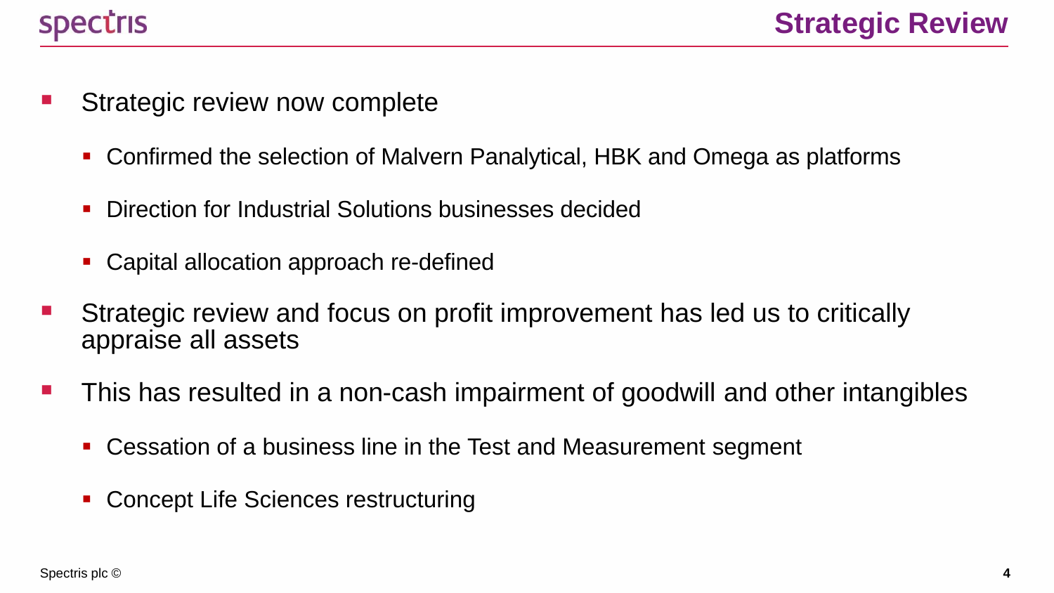# Strategic Review

- Strategic review now complete
  - Confirmed the selection of Malvern Panalytical, HBK and Omega as platforms
  - Direction for Industrial Solutions businesses decided
  - Capital allocation approach re-defined
- Strategic review and focus on profit improvement has led us to critically appraise all assets
- This has resulted in a non-cash impairment of goodwill and other intangibles
  - Cessation of a business line in the Test and Measurement segment
  - Concept Life Sciences restructuring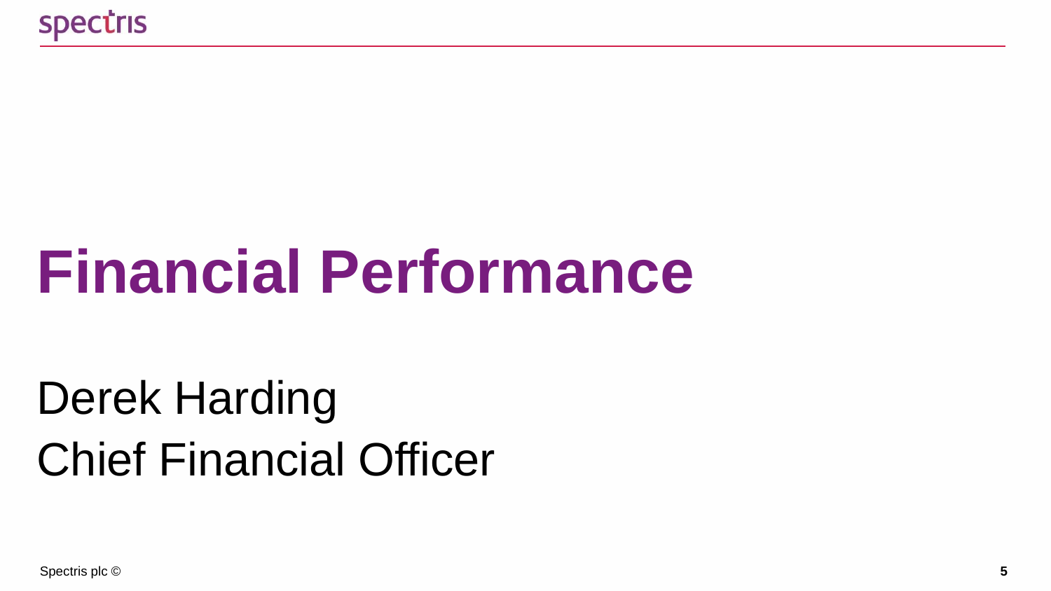# Financial Performance

Derek Harding
Chief Financial Officer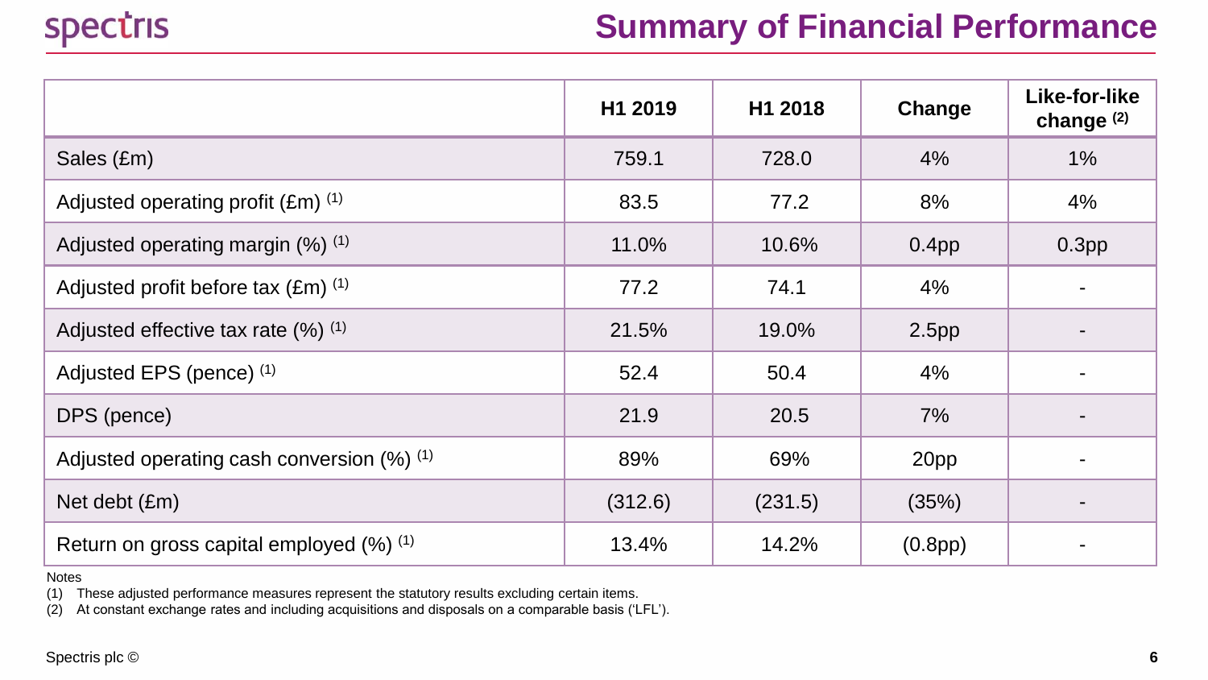# Summary of Financial Performance

| | H1 2019 | H1 2018 | Change | Like-for-like change [2] |
|---|---|---|---|---|
| Sales (£m) | 759.1 | 728.0 | 4% | 1% |
| Adjusted operating profit (£m) [1] | 83.5 | 77.2 | 8% | 4% |
| Adjusted operating margin (%) [1] | 11.0% | 10.6% | 0.4pp | 0.3pp |
| Adjusted profit before tax (£m) [1] | 77.2 | 74.1 | 4% | - |
| Adjusted effective tax rate (%) [1] | 21.5% | 19.0% | 2.5pp | - |
| Adjusted EPS (pence) [1] | 52.4 | 50.4 | 4% | - |
| DPS (pence) | 21.9 | 20.5 | 7% | - |
| Adjusted operating cash conversion (%) [1] | 89% | 69% | 20pp | - |
| Net debt (£m) | (312.6) | (231.5) | (35%) | - |
| Return on gross capital employed (%) [1] | 13.4% | 14.2% | (0.8pp) | - |

Notes

(1) These adjusted performance measures represent the statutory results excluding certain items.

(2) At constant exchange rates and including acquisitions and disposals on a comparable basis ('LFL').

Spectris plc ©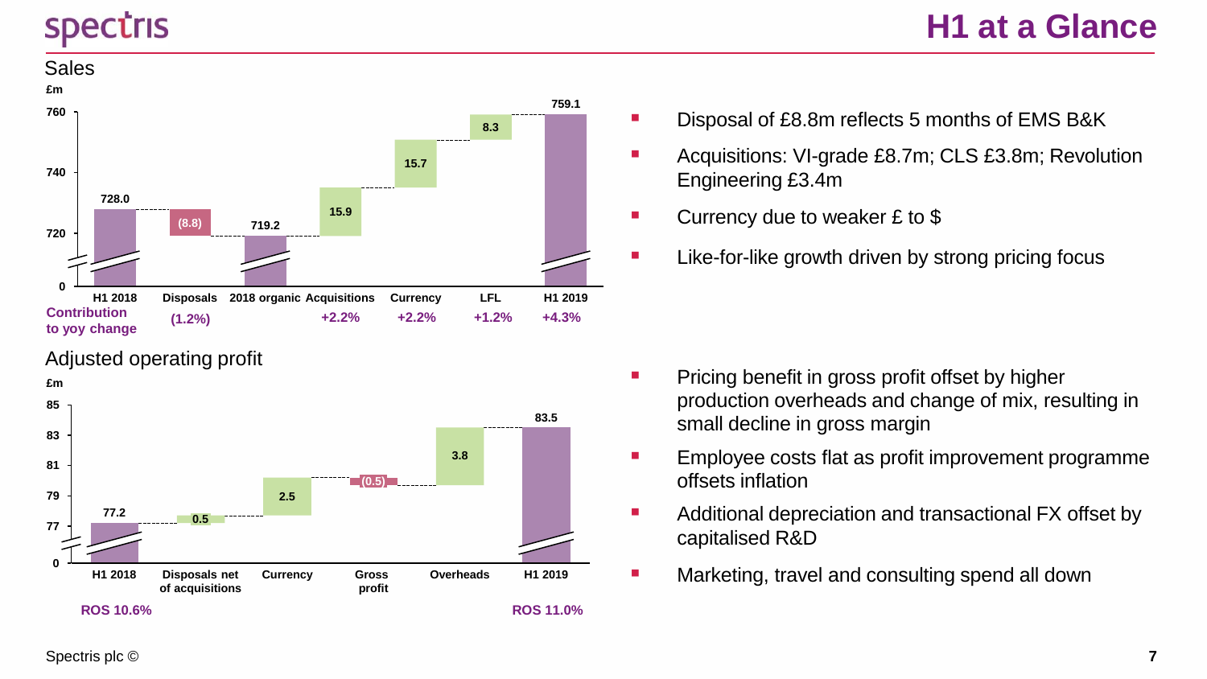# H1 at a Glance

## Sales

£m

| | H1 2018 | Disposals | 2018 organic | Acquisitions | Currency | LFL | H1 2019 |
|---|---|---|---|---|---|---|---|
| £m | 728.0 | (8.8) | 719.2 | 15.9 | 15.7 | 8.3 | 759.1 |
| Contribution to yoy change | | (1.2%) | | +2.2% | +2.2% | +1.2% | +4.3% |

- Disposal of £8.8m reflects 5 months of EMS B&K
- Acquisitions: VI-grade £8.7m; CLS £3.8m; Revolution Engineering £3.4m
- Currency due to weaker £ to $
- Like-for-like growth driven by strong pricing focus

## Adjusted operating profit

£m

| H1 2018 | Disposals net of acquisitions | Currency | Gross profit | Overheads | H1 2019 |
|---|---|---|---|---|---|
| 77.2 | 0.5 | 2.5 | (0.5) | 3.8 | 83.5 |
| ROS 10.6% | | | | | ROS 11.0% |

- Pricing benefit in gross profit offset by higher production overheads and change of mix, resulting in small decline in gross margin
- Employee costs flat as profit improvement programme offsets inflation
- Additional depreciation and transactional FX offset by capitalised R&D
- Marketing, travel and consulting spend all down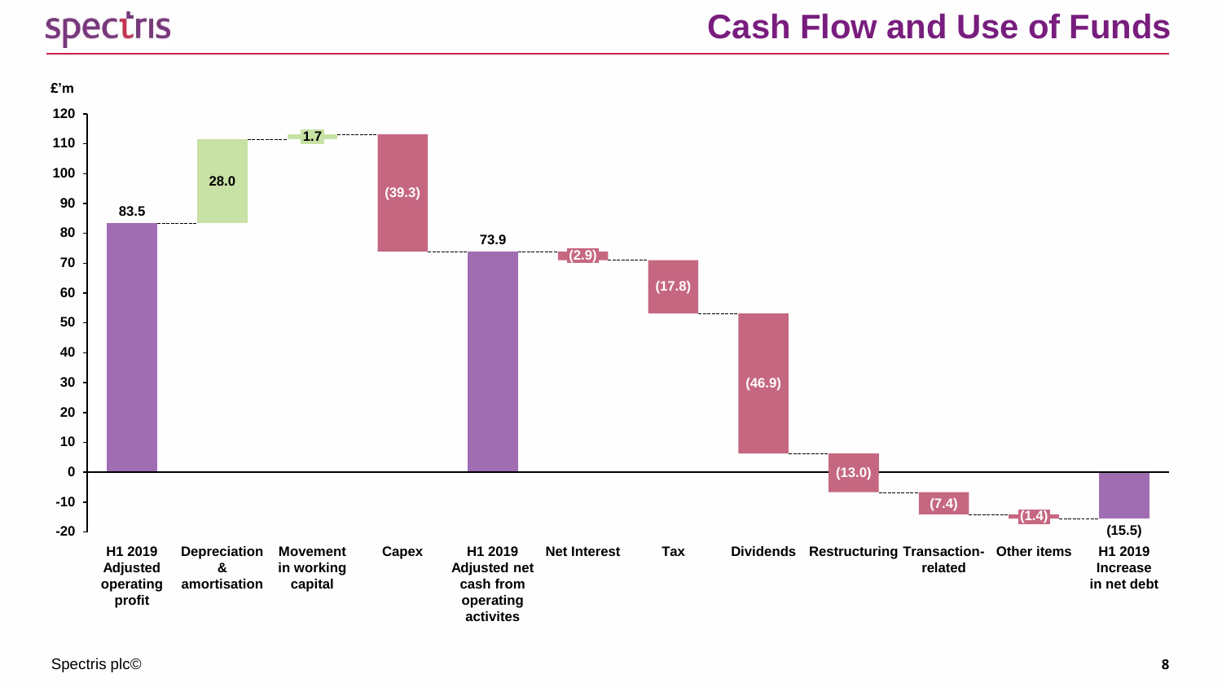# Cash Flow and Use of Funds

£'m

| Item | £'m |
| --- | --- |
| H1 2019 Adjusted operating profit | 83.5 |
| Depreciation & amortisation | 28.0 |
| Movement in working capital | 1.7 |
| Capex | (39.3) |
| H1 2019 Adjusted net cash from operating activites | 73.9 |
| Net Interest | (2.9) |
| Tax | (17.8) |
| Dividends | (46.9) |
| Restructuring | (13.0) |
| Transaction-related | (7.4) |
| Other items | (1.4) |
| H1 2019 Increase in net debt | (15.5) |

Spectris plc©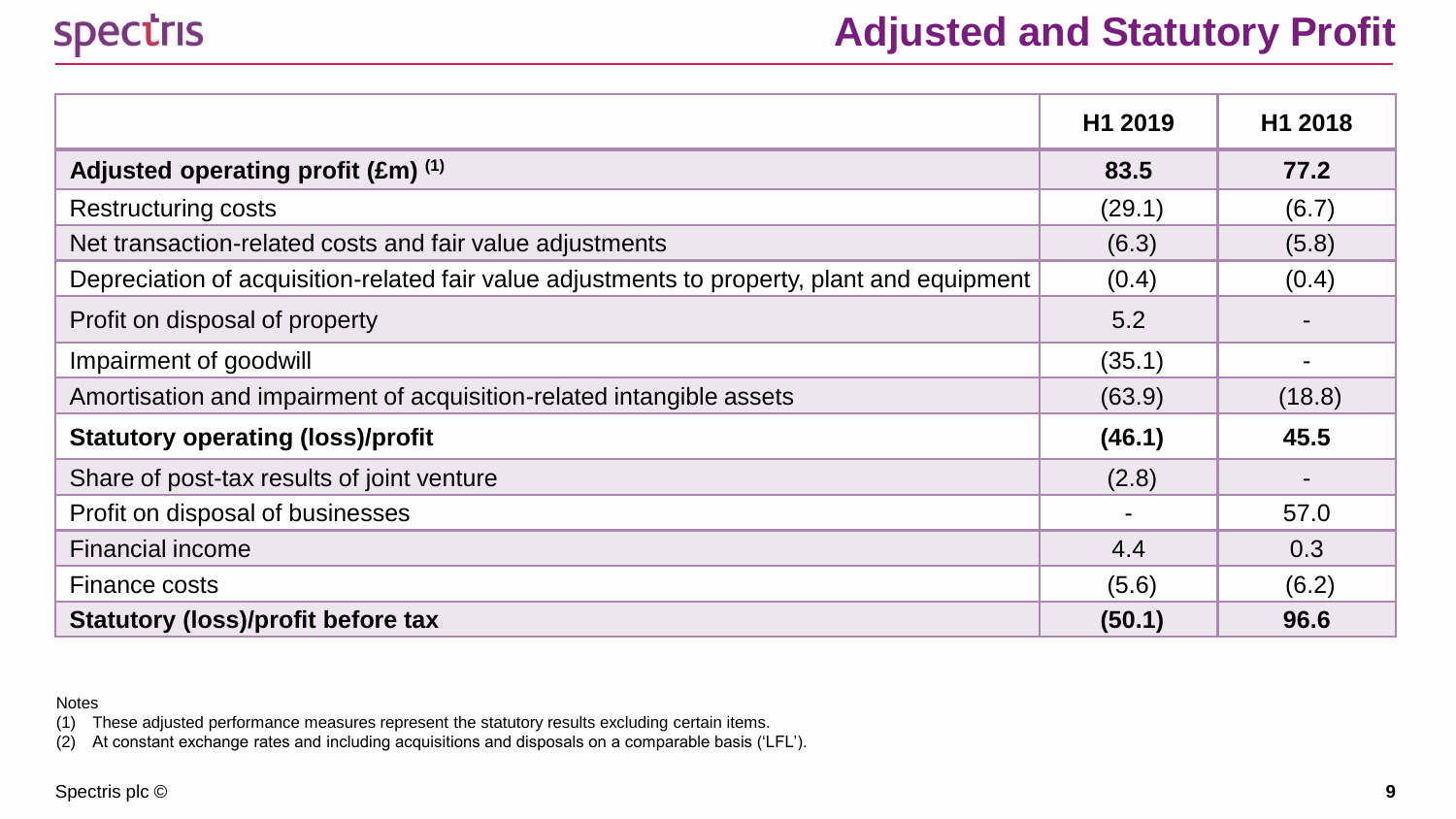# Adjusted and Statutory Profit

| | H1 2019 | H1 2018 |
|---|---|---|
| **Adjusted operating profit (£m)** [1] | **83.5** | **77.2** |
| Restructuring costs | (29.1) | (6.7) |
| Net transaction-related costs and fair value adjustments | (6.3) | (5.8) |
| Depreciation of acquisition-related fair value adjustments to property, plant and equipment | (0.4) | (0.4) |
| Profit on disposal of property | 5.2 | - |
| Impairment of goodwill | (35.1) | - |
| Amortisation and impairment of acquisition-related intangible assets | (63.9) | (18.8) |
| **Statutory operating (loss)/profit** | **(46.1)** | **45.5** |
| Share of post-tax results of joint venture | (2.8) | - |
| Profit on disposal of businesses | - | 57.0 |
| Financial income | 4.4 | 0.3 |
| Finance costs | (5.6) | (6.2) |
| **Statutory (loss)/profit before tax** | **(50.1)** | **96.6** |

Notes

(1) These adjusted performance measures represent the statutory results excluding certain items.

(2) At constant exchange rates and including acquisitions and disposals on a comparable basis ('LFL').

Spectris plc ©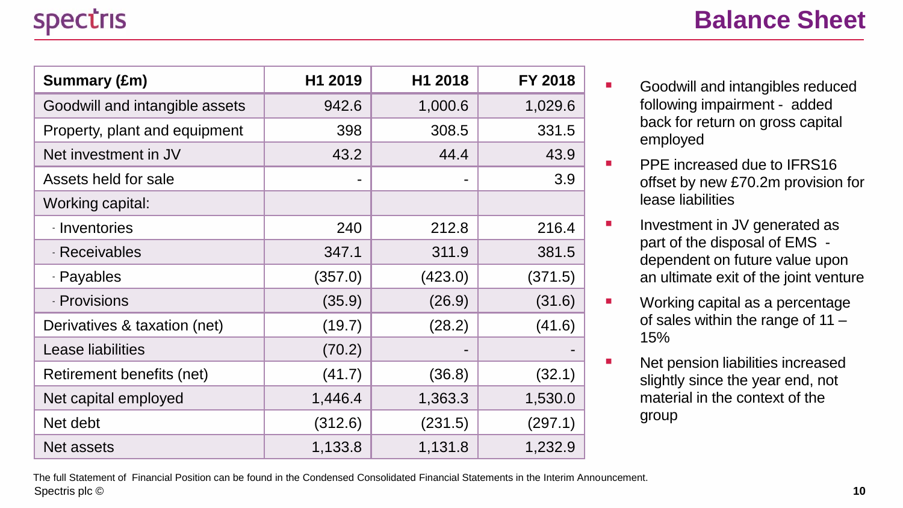# Balance Sheet

| Summary (£m) | H1 2019 | H1 2018 | FY 2018 |
|---|---|---|---|
| Goodwill and intangible assets | 942.6 | 1,000.6 | 1,029.6 |
| Property, plant and equipment | 398 | 308.5 | 331.5 |
| Net investment in JV | 43.2 | 44.4 | 43.9 |
| Assets held for sale | - | - | 3.9 |
| Working capital: | | | |
| - Inventories | 240 | 212.8 | 216.4 |
| - Receivables | 347.1 | 311.9 | 381.5 |
| - Payables | (357.0) | (423.0) | (371.5) |
| - Provisions | (35.9) | (26.9) | (31.6) |
| Derivatives & taxation (net) | (19.7) | (28.2) | (41.6) |
| Lease liabilities | (70.2) | - | - |
| Retirement benefits (net) | (41.7) | (36.8) | (32.1) |
| Net capital employed | 1,446.4 | 1,363.3 | 1,530.0 |
| Net debt | (312.6) | (231.5) | (297.1) |
| Net assets | 1,133.8 | 1,131.8 | 1,232.9 |

- Goodwill and intangibles reduced following impairment - added back for return on gross capital employed
- PPE increased due to IFRS16 offset by new £70.2m provision for lease liabilities
- Investment in JV generated as part of the disposal of EMS - dependent on future value upon an ultimate exit of the joint venture
- Working capital as a percentage of sales within the range of 11 – 15%
- Net pension liabilities increased slightly since the year end, not material in the context of the group

The full Statement of Financial Position can be found in the Condensed Consolidated Financial Statements in the Interim Announcement.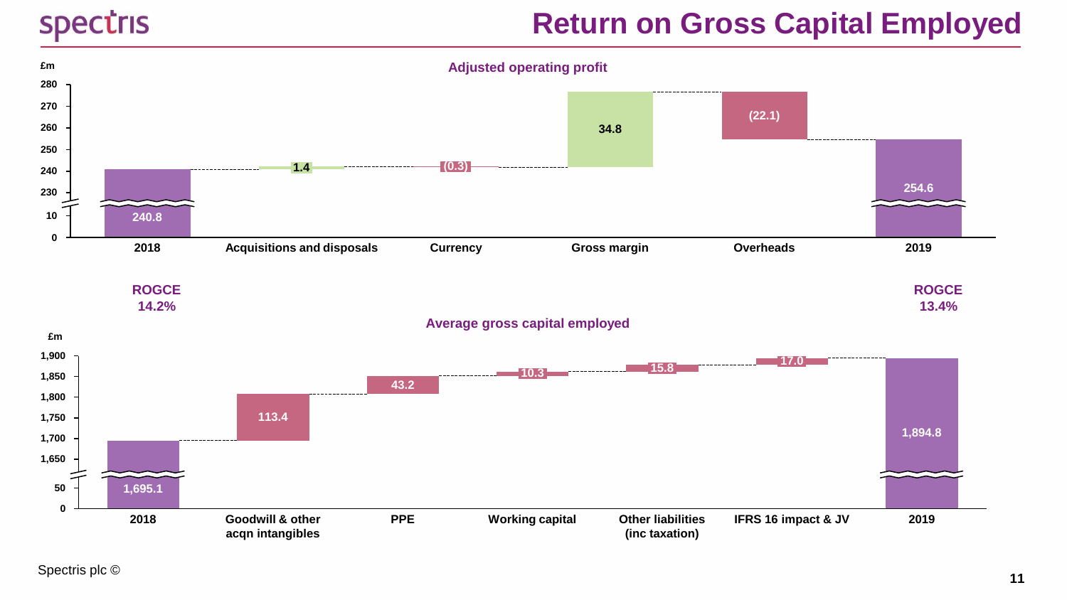# Return on Gross Capital Employed

**Adjusted operating profit**

£m

| | 2018 | Acquisitions and disposals | Currency | Gross margin | Overheads | 2019 |
|---|---|---|---|---|---|---|
| Adjusted operating profit | 240.8 | 1.4 | (0.3) | 34.8 | (22.1) | 254.6 |

**ROGCE 14.2%** (2018)

**ROGCE 13.4%** (2019)

**Average gross capital employed**

£m

| | 2018 | Goodwill & other acqn intangibles | PPE | Working capital | Other liabilities (inc taxation) | IFRS 16 impact & JV | 2019 |
|---|---|---|---|---|---|---|---|
| Average gross capital employed | 1,695.1 | 113.4 | 43.2 | 10.3 | 15.8 | 17.0 | 1,894.8 |

Spectris plc ©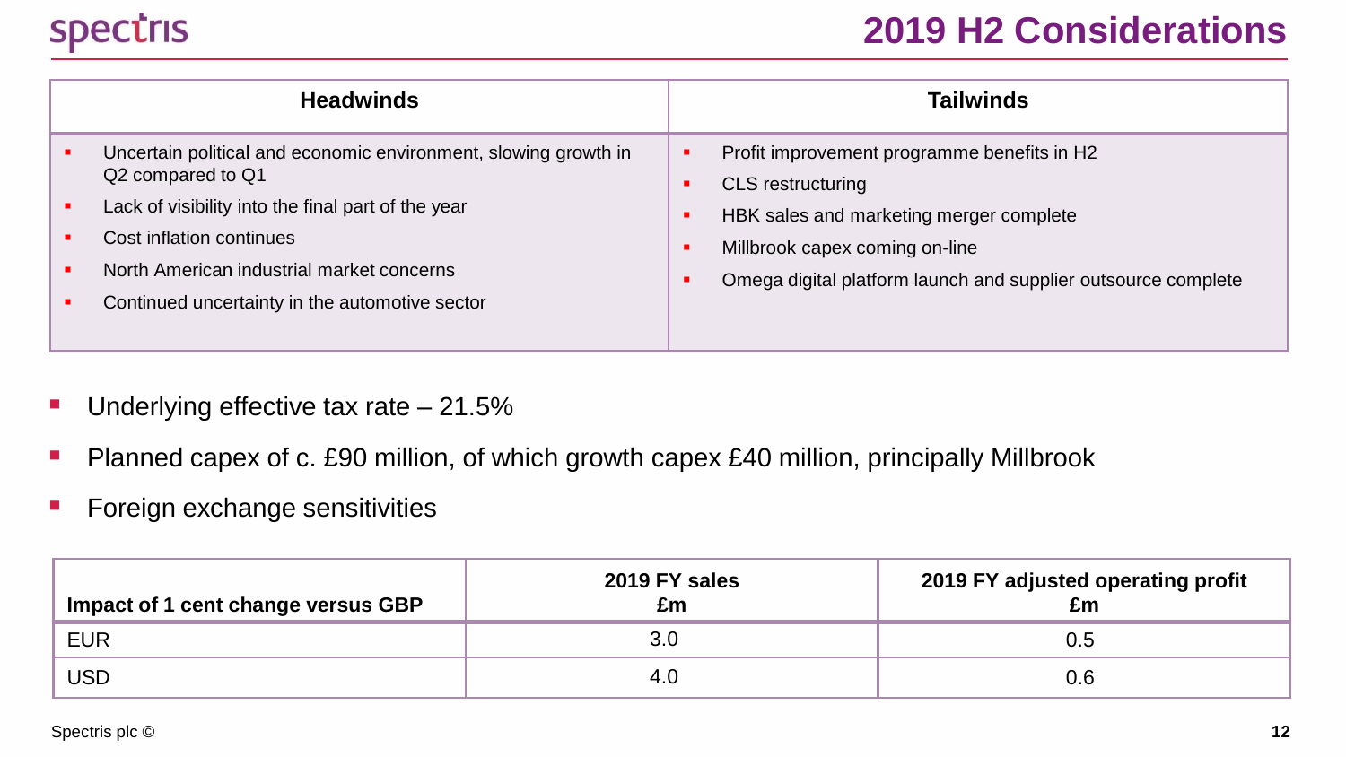# 2019 H2 Considerations

| Headwinds | Tailwinds |
|---|---|
| • Uncertain political and economic environment, slowing growth in Q2 compared to Q1<br>• Lack of visibility into the final part of the year<br>• Cost inflation continues<br>• North American industrial market concerns<br>• Continued uncertainty in the automotive sector | • Profit improvement programme benefits in H2<br>• CLS restructuring<br>• HBK sales and marketing merger complete<br>• Millbrook capex coming on-line<br>• Omega digital platform launch and supplier outsource complete |

- Underlying effective tax rate – 21.5%
- Planned capex of c. £90 million, of which growth capex £40 million, principally Millbrook
- Foreign exchange sensitivities

| Impact of 1 cent change versus GBP | 2019 FY sales £m | 2019 FY adjusted operating profit £m |
|---|---|---|
| EUR | 3.0 | 0.5 |
| USD | 4.0 | 0.6 |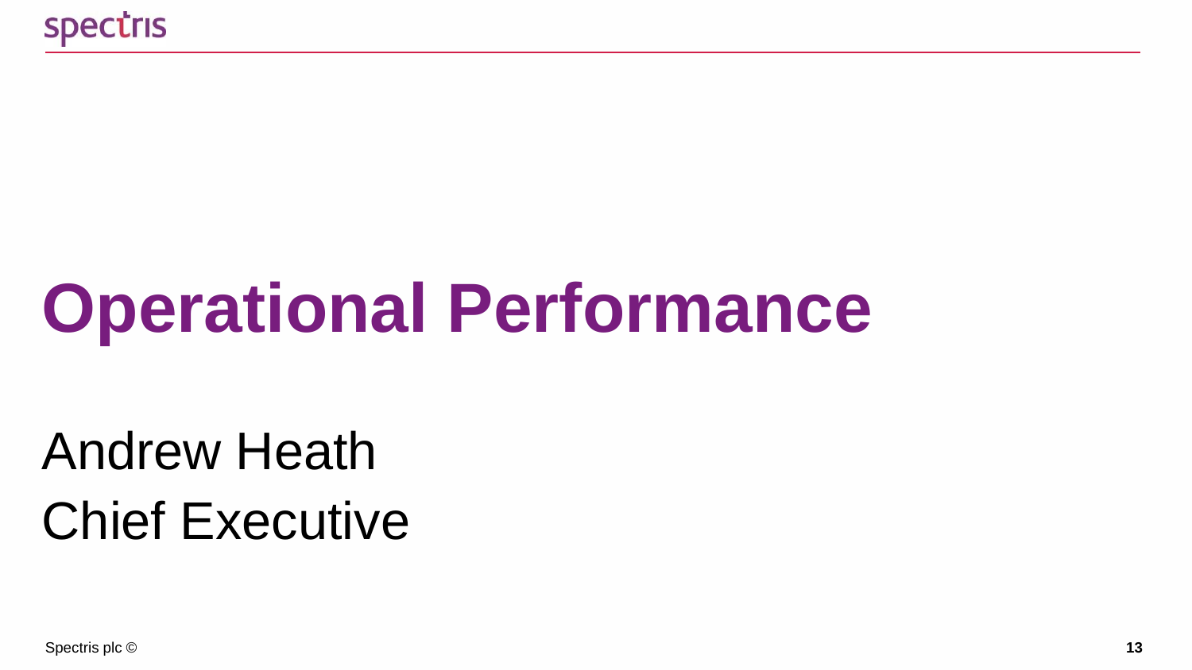# Operational Performance

Andrew Heath

Chief Executive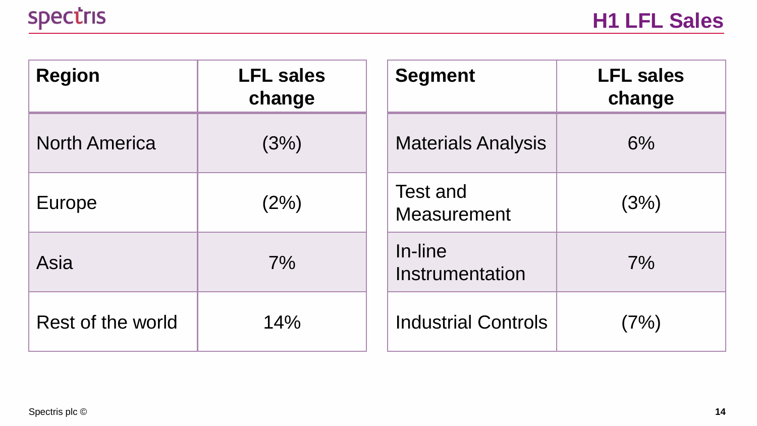# H1 LFL Sales

| Region | LFL sales change |
| --- | --- |
| North America | (3%) |
| Europe | (2%) |
| Asia | 7% |
| Rest of the world | 14% |

| Segment | LFL sales change |
| --- | --- |
| Materials Analysis | 6% |
| Test and Measurement | (3%) |
| In-line Instrumentation | 7% |
| Industrial Controls | (7%) |

Spectris plc ©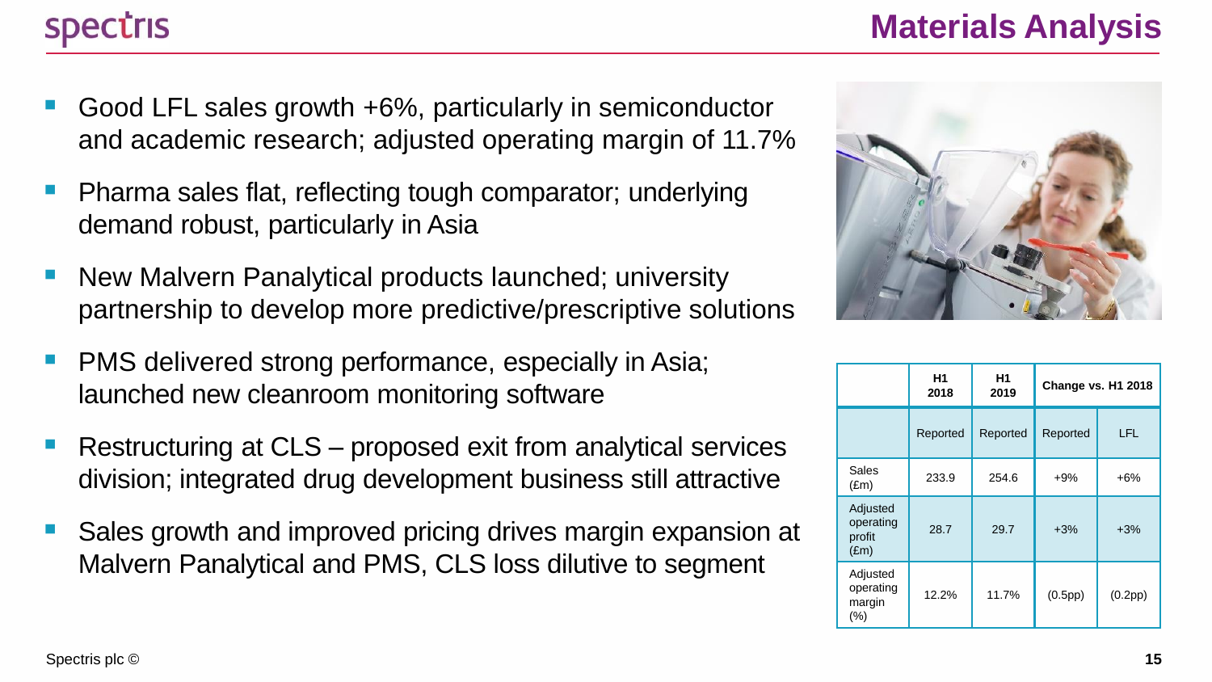# Materials Analysis

- Good LFL sales growth +6%, particularly in semiconductor and academic research; adjusted operating margin of 11.7%
- Pharma sales flat, reflecting tough comparator; underlying demand robust, particularly in Asia
- New Malvern Panalytical products launched; university partnership to develop more predictive/prescriptive solutions
- PMS delivered strong performance, especially in Asia; launched new cleanroom monitoring software
- Restructuring at CLS – proposed exit from analytical services division; integrated drug development business still attractive
- Sales growth and improved pricing drives margin expansion at Malvern Panalytical and PMS, CLS loss dilutive to segment

| | H1 2018 | H1 2019 | Change vs. H1 2018 | |
|---|---|---|---|---|
| | Reported | Reported | Reported | LFL |
| Sales (£m) | 233.9 | 254.6 | +9% | +6% |
| Adjusted operating profit (£m) | 28.7 | 29.7 | +3% | +3% |
| Adjusted operating margin (%) | 12.2% | 11.7% | (0.5pp) | (0.2pp) |

Spectris plc ©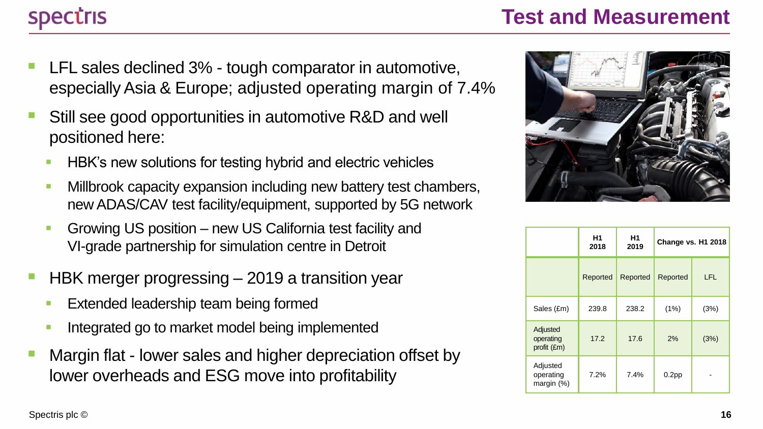# Test and Measurement

- LFL sales declined 3% - tough comparator in automotive, especially Asia & Europe; adjusted operating margin of 7.4%
- Still see good opportunities in automotive R&D and well positioned here:
  - HBK's new solutions for testing hybrid and electric vehicles
  - Millbrook capacity expansion including new battery test chambers, new ADAS/CAV test facility/equipment, supported by 5G network
  - Growing US position – new US California test facility and VI-grade partnership for simulation centre in Detroit
- HBK merger progressing – 2019 a transition year
  - Extended leadership team being formed
  - Integrated go to market model being implemented
- Margin flat - lower sales and higher depreciation offset by lower overheads and ESG move into profitability

| | H1 2018 | H1 2019 | Change vs. H1 2018 | |
|---|---|---|---|---|
| | Reported | Reported | Reported | LFL |
| Sales (£m) | 239.8 | 238.2 | (1%) | (3%) |
| Adjusted operating profit (£m) | 17.2 | 17.6 | 2% | (3%) |
| Adjusted operating margin (%) | 7.2% | 7.4% | 0.2pp | - |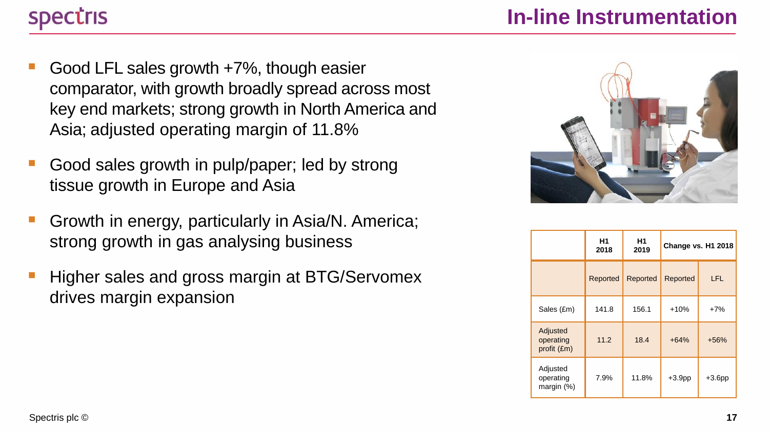# In-line Instrumentation

- Good LFL sales growth +7%, though easier comparator, with growth broadly spread across most key end markets; strong growth in North America and Asia; adjusted operating margin of 11.8%
- Good sales growth in pulp/paper; led by strong tissue growth in Europe and Asia
- Growth in energy, particularly in Asia/N. America; strong growth in gas analysing business
- Higher sales and gross margin at BTG/Servomex drives margin expansion

| | H1 2018 | H1 2019 | Change vs. H1 2018 | |
|---|---|---|---|---|
| | Reported | Reported | Reported | LFL |
| Sales (£m) | 141.8 | 156.1 | +10% | +7% |
| Adjusted operating profit (£m) | 11.2 | 18.4 | +64% | +56% |
| Adjusted operating margin (%) | 7.9% | 11.8% | +3.9pp | +3.6pp |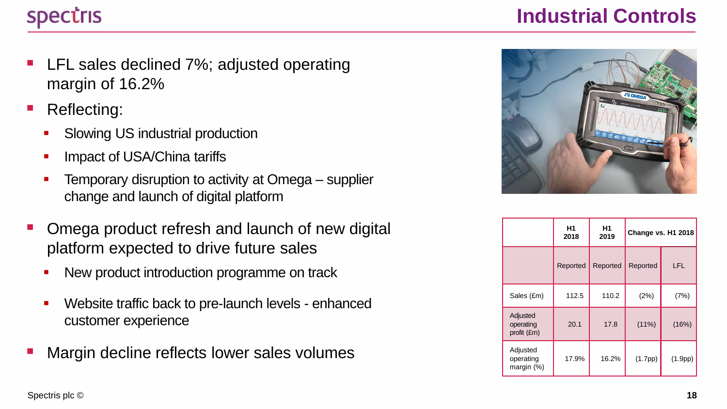# Industrial Controls

- LFL sales declined 7%; adjusted operating margin of 16.2%
- Reflecting:
  - Slowing US industrial production
  - Impact of USA/China tariffs
  - Temporary disruption to activity at Omega – supplier change and launch of digital platform
- Omega product refresh and launch of new digital platform expected to drive future sales
  - New product introduction programme on track
  - Website traffic back to pre-launch levels - enhanced customer experience
- Margin decline reflects lower sales volumes

| | H1 2018 | H1 2019 | Change vs. H1 2018 | |
|---|---|---|---|---|
| | Reported | Reported | Reported | LFL |
| Sales (£m) | 112.5 | 110.2 | (2%) | (7%) |
| Adjusted operating profit (£m) | 20.1 | 17.8 | (11%) | (16%) |
| Adjusted operating margin (%) | 17.9% | 16.2% | (1.7pp) | (1.9pp) |

Spectris plc ©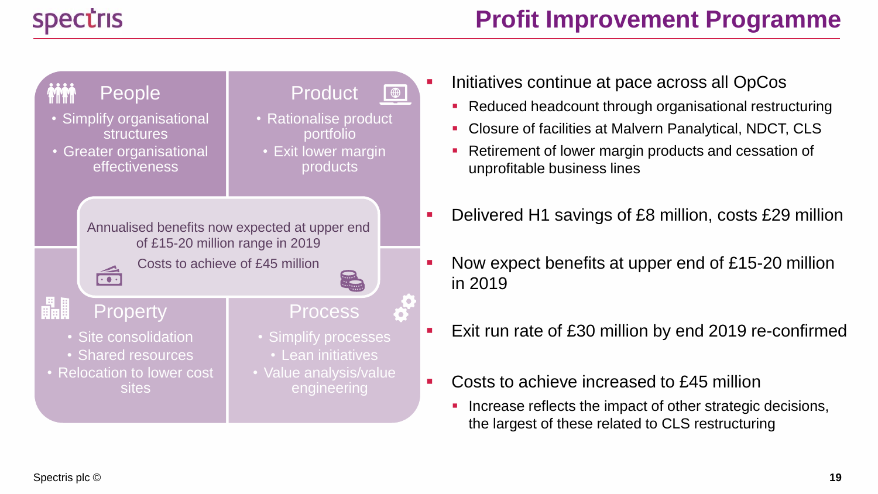# Profit Improvement Programme

### People
- Simplify organisational structures
- Greater organisational effectiveness

### Product
- Rationalise product portfolio
- Exit lower margin products

Annualised benefits now expected at upper end of £15-20 million range in 2019

Costs to achieve of £45 million

### Property
- Site consolidation
- Shared resources
- Relocation to lower cost sites

### Process
- Simplify processes
- Lean initiatives
- Value analysis/value engineering

---

- Initiatives continue at pace across all OpCos
  - Reduced headcount through organisational restructuring
  - Closure of facilities at Malvern Panalytical, NDCT, CLS
  - Retirement of lower margin products and cessation of unprofitable business lines
- Delivered H1 savings of £8 million, costs £29 million
- Now expect benefits at upper end of £15-20 million in 2019
- Exit run rate of £30 million by end 2019 re-confirmed
- Costs to achieve increased to £45 million
  - Increase reflects the impact of other strategic decisions, the largest of these related to CLS restructuring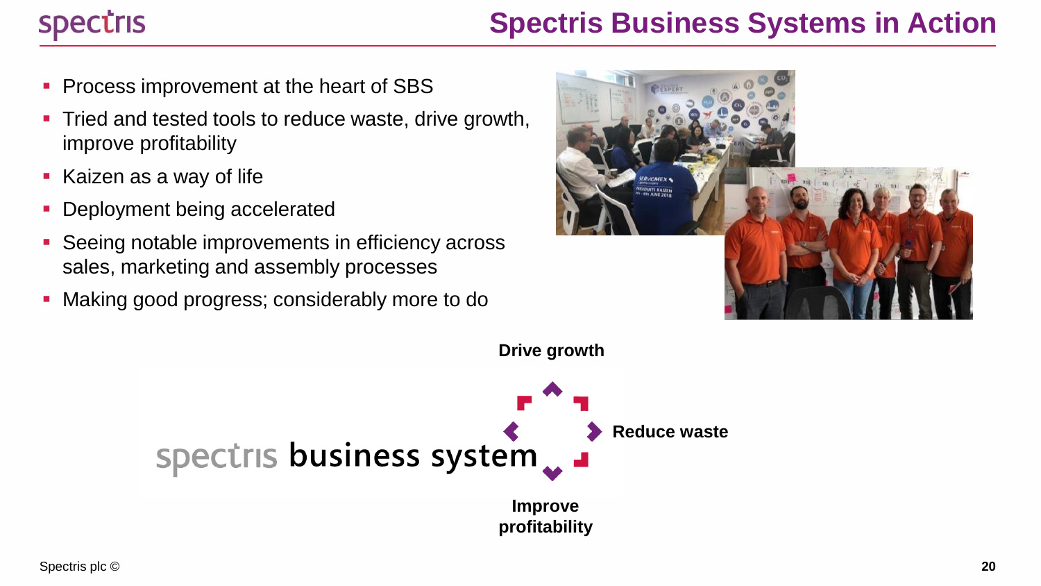# Spectris Business Systems in Action

- Process improvement at the heart of SBS
- Tried and tested tools to reduce waste, drive growth, improve profitability
- Kaizen as a way of life
- Deployment being accelerated
- Seeing notable improvements in efficiency across sales, marketing and assembly processes
- Making good progress; considerably more to do

**Drive growth**

spectris **business system**

**Reduce waste**

**Improve profitability**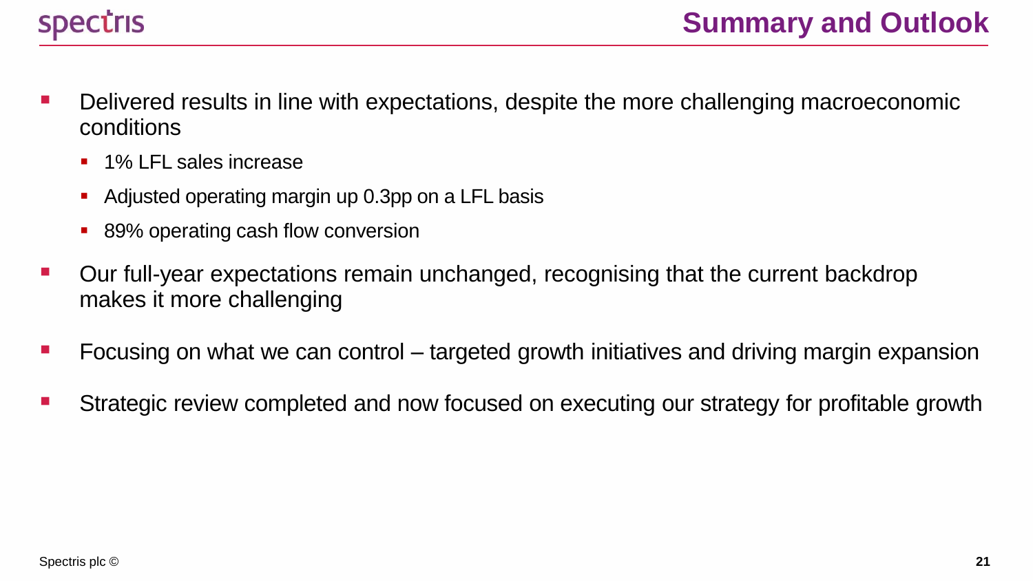# Summary and Outlook

- Delivered results in line with expectations, despite the more challenging macroeconomic conditions
  - 1% LFL sales increase
  - Adjusted operating margin up 0.3pp on a LFL basis
  - 89% operating cash flow conversion
- Our full-year expectations remain unchanged, recognising that the current backdrop makes it more challenging
- Focusing on what we can control – targeted growth initiatives and driving margin expansion
- Strategic review completed and now focused on executing our strategy for profitable growth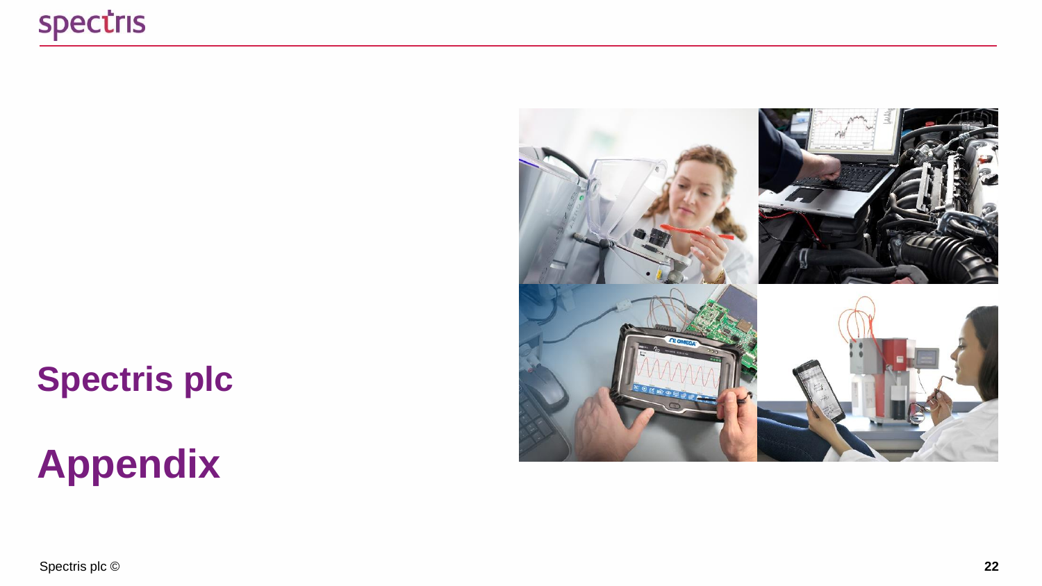# Spectris plc

# Appendix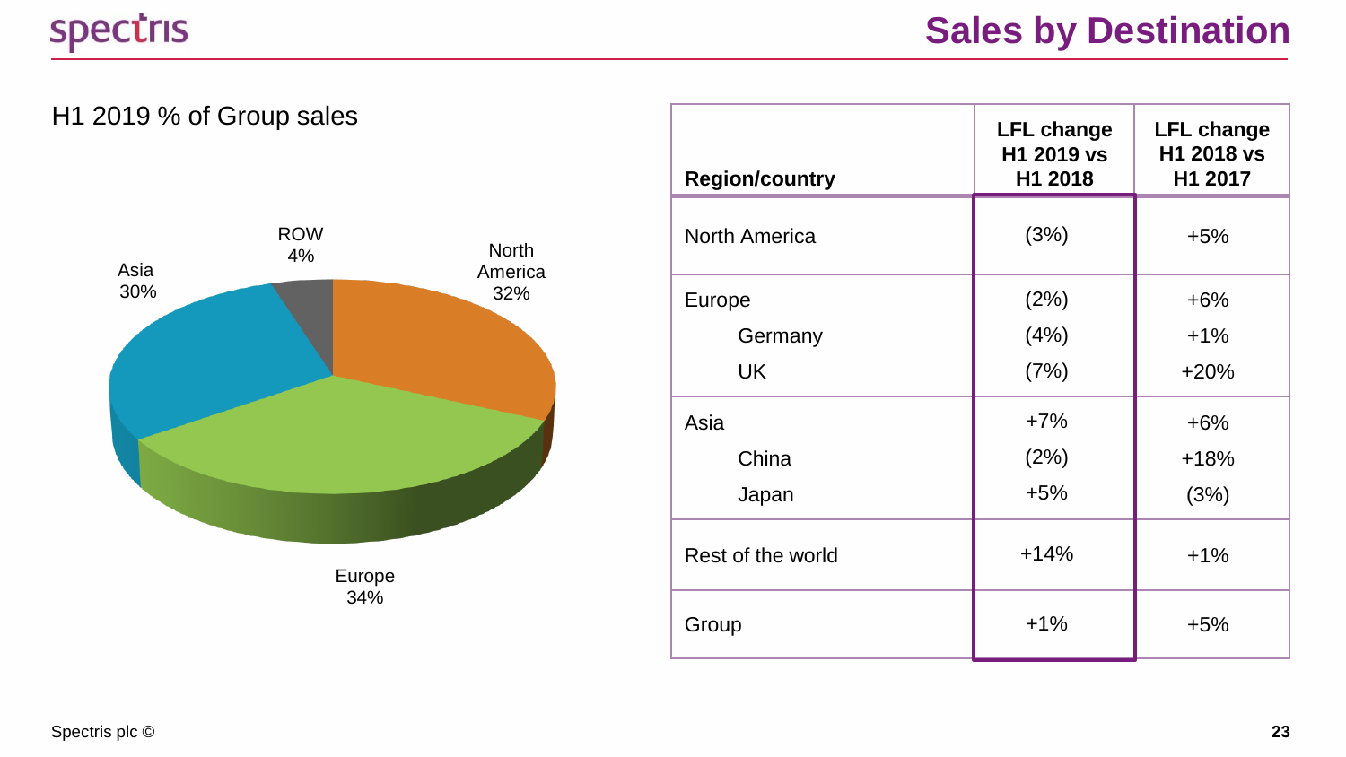# Sales by Destination

H1 2019 % of Group sales

ROW 4%
North America 32%
Asia 30%
Europe 34%

| Region/country | LFL change H1 2019 vs H1 2018 | LFL change H1 2018 vs H1 2017 |
|---|---|---|
| North America | (3%) | +5% |
| Europe | (2%) | +6% |
| Germany | (4%) | +1% |
| UK | (7%) | +20% |
| Asia | +7% | +6% |
| China | (2%) | +18% |
| Japan | +5% | (3%) |
| Rest of the world | +14% | +1% |
| Group | +1% | +5% |

Spectris plc ©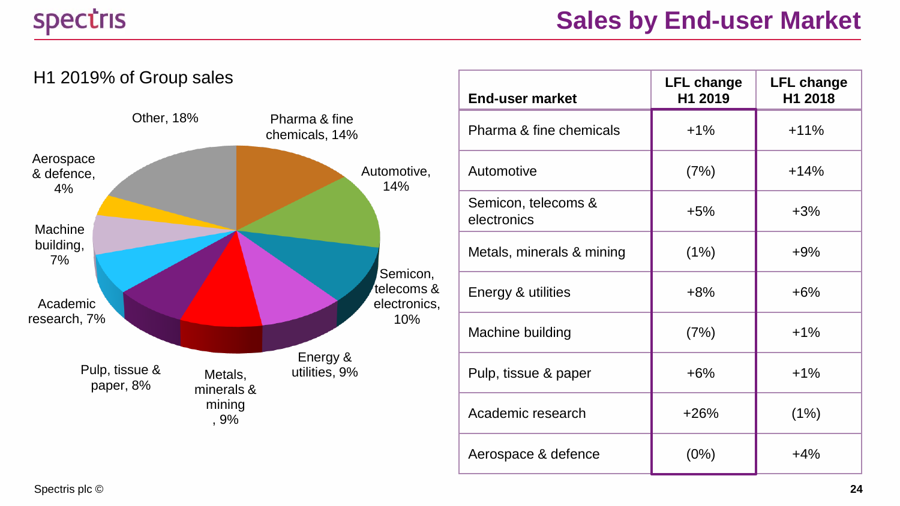# Sales by End-user Market

H1 2019% of Group sales

- Other, 18%
- Pharma & fine chemicals, 14%
- Automotive, 14%
- Semicon, telecoms & electronics, 10%
- Energy & utilities, 9%
- Metals, minerals & mining, 9%
- Pulp, tissue & paper, 8%
- Academic research, 7%
- Machine building, 7%
- Aerospace & defence, 4%

| End-user market | LFL change H1 2019 | LFL change H1 2018 |
|---|---|---|
| Pharma & fine chemicals | +1% | +11% |
| Automotive | (7%) | +14% |
| Semicon, telecoms & electronics | +5% | +3% |
| Metals, minerals & mining | (1%) | +9% |
| Energy & utilities | +8% | +6% |
| Machine building | (7%) | +1% |
| Pulp, tissue & paper | +6% | +1% |
| Academic research | +26% | (1%) |
| Aerospace & defence | (0%) | +4% |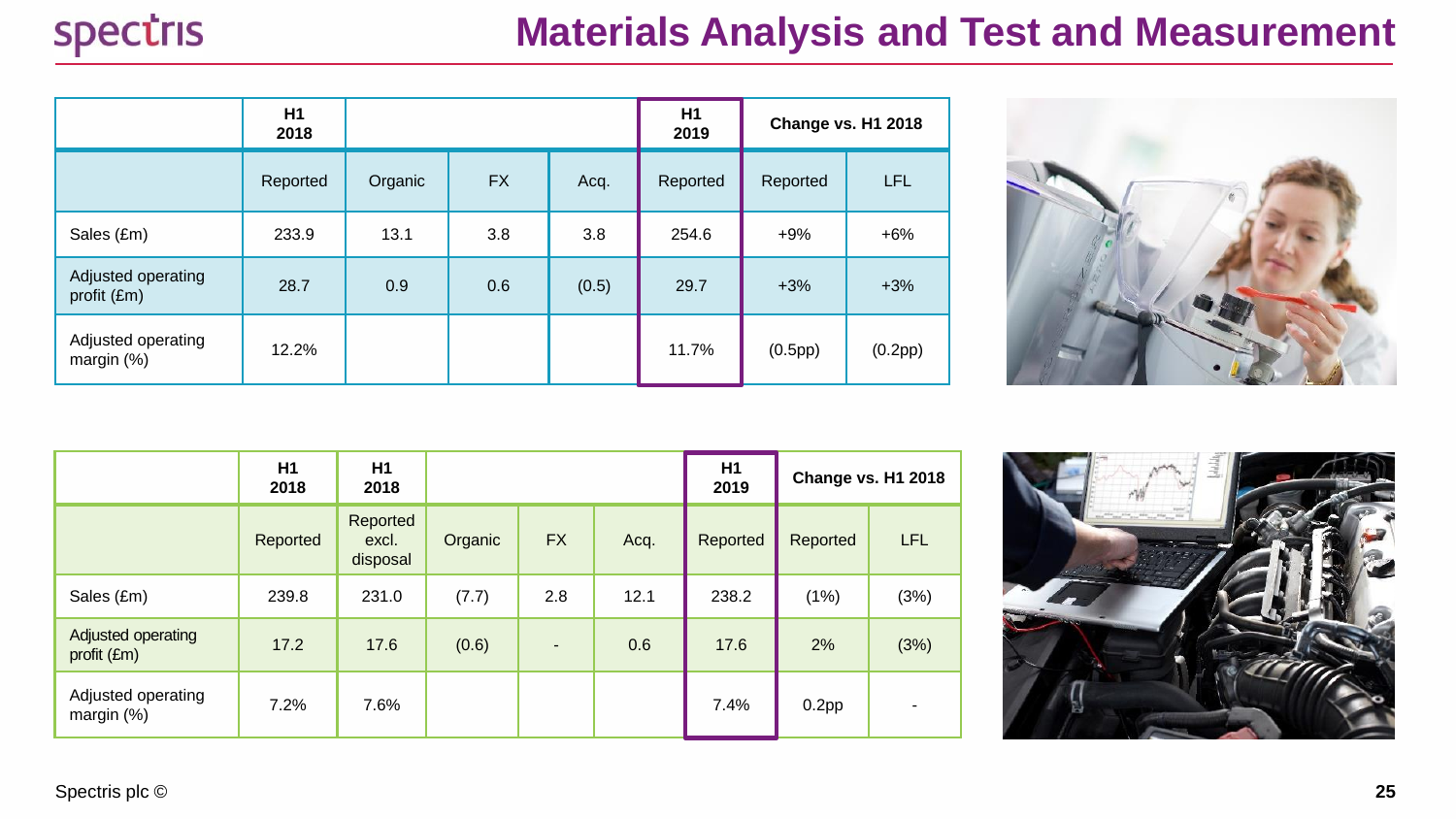# Materials Analysis and Test and Measurement

| | H1 2018 | | | | H1 2019 | Change vs. H1 2018 | |
|---|---|---|---|---|---|---|---|
| | Reported | Organic | FX | Acq. | Reported | Reported | LFL |
| Sales (£m) | 233.9 | 13.1 | 3.8 | 3.8 | 254.6 | +9% | +6% |
| Adjusted operating profit (£m) | 28.7 | 0.9 | 0.6 | (0.5) | 29.7 | +3% | +3% |
| Adjusted operating margin (%) | 12.2% | | | | 11.7% | (0.5pp) | (0.2pp) |

| | H1 2018 | H1 2018 | | | | H1 2019 | Change vs. H1 2018 | |
|---|---|---|---|---|---|---|---|---|
| | Reported | Reported excl. disposal | Organic | FX | Acq. | Reported | Reported | LFL |
| Sales (£m) | 239.8 | 231.0 | (7.7) | 2.8 | 12.1 | 238.2 | (1%) | (3%) |
| Adjusted operating profit (£m) | 17.2 | 17.6 | (0.6) | - | 0.6 | 17.6 | 2% | (3%) |
| Adjusted operating margin (%) | 7.2% | 7.6% | | | | 7.4% | 0.2pp | - |

Spectris plc ©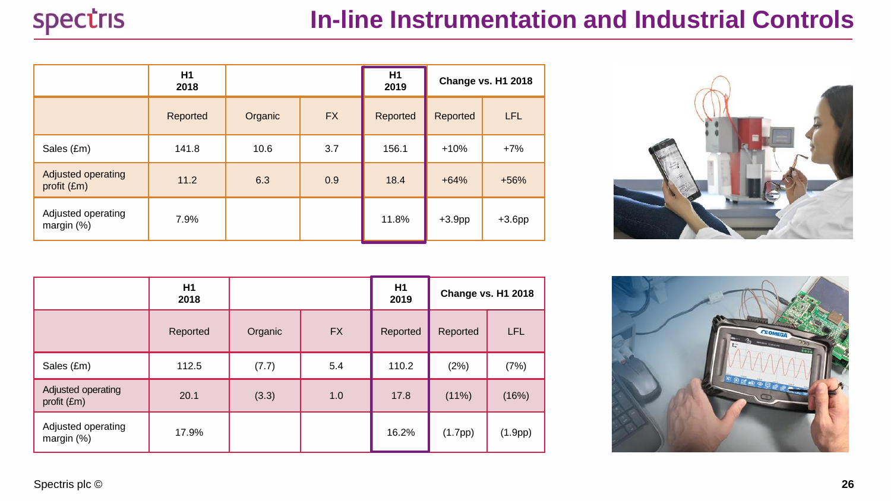# In-line Instrumentation and Industrial Controls

| | H1 2018 | | | H1 2019 | Change vs. H1 2018 | |
|---|---|---|---|---|---|---|
| | Reported | Organic | FX | Reported | Reported | LFL |
| Sales (£m) | 141.8 | 10.6 | 3.7 | 156.1 | +10% | +7% |
| Adjusted operating profit (£m) | 11.2 | 6.3 | 0.9 | 18.4 | +64% | +56% |
| Adjusted operating margin (%) | 7.9% | | | 11.8% | +3.9pp | +3.6pp |

| | H1 2018 | | | H1 2019 | Change vs. H1 2018 | |
|---|---|---|---|---|---|---|
| | Reported | Organic | FX | Reported | Reported | LFL |
| Sales (£m) | 112.5 | (7.7) | 5.4 | 110.2 | (2%) | (7%) |
| Adjusted operating profit (£m) | 20.1 | (3.3) | 1.0 | 17.8 | (11%) | (16%) |
| Adjusted operating margin (%) | 17.9% | | | 16.2% | (1.7pp) | (1.9pp) |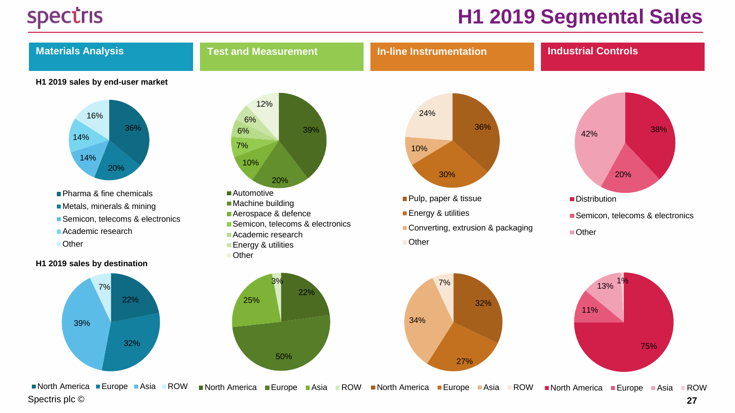# H1 2019 Segmental Sales

## H1 2019 sales by end-user market

### Materials Analysis

| End-user market | Share |
| --- | --- |
| Pharma & fine chemicals | 36% |
| Metals, minerals & mining | 20% |
| Semicon, telecoms & electronics | 14% |
| Academic research | 14% |
| Other | 16% |

### Test and Measurement

| End-user market | Share |
| --- | --- |
| Automotive | 39% |
| Machine building | 20% |
| Aerospace & defence | 10% |
| Semicon, telecoms & electronics | 7% |
| Academic research | 6% |
| Energy & utilities | 6% |
| Other | 12% |

### In-line Instrumentation

| End-user market | Share |
| --- | --- |
| Pulp, paper & tissue | 36% |
| Energy & utilities | 30% |
| Converting, extrusion & packaging | 10% |
| Other | 24% |

### Industrial Controls

| End-user market | Share |
| --- | --- |
| Distribution | 38% |
| Semicon, telecoms & electronics | 20% |
| Other | 42% |

## H1 2019 sales by destination

| Destination | Materials Analysis | Test and Measurement | In-line Instrumentation | Industrial Controls |
| --- | --- | --- | --- | --- |
| North America | 22% | 22% | 32% | 75% |
| Europe | 32% | 50% | 27% | 11% |
| Asia | 39% | 25% | 34% | 13% |
| ROW | 7% | 3% | 7% | 1% |

Spectris plc ©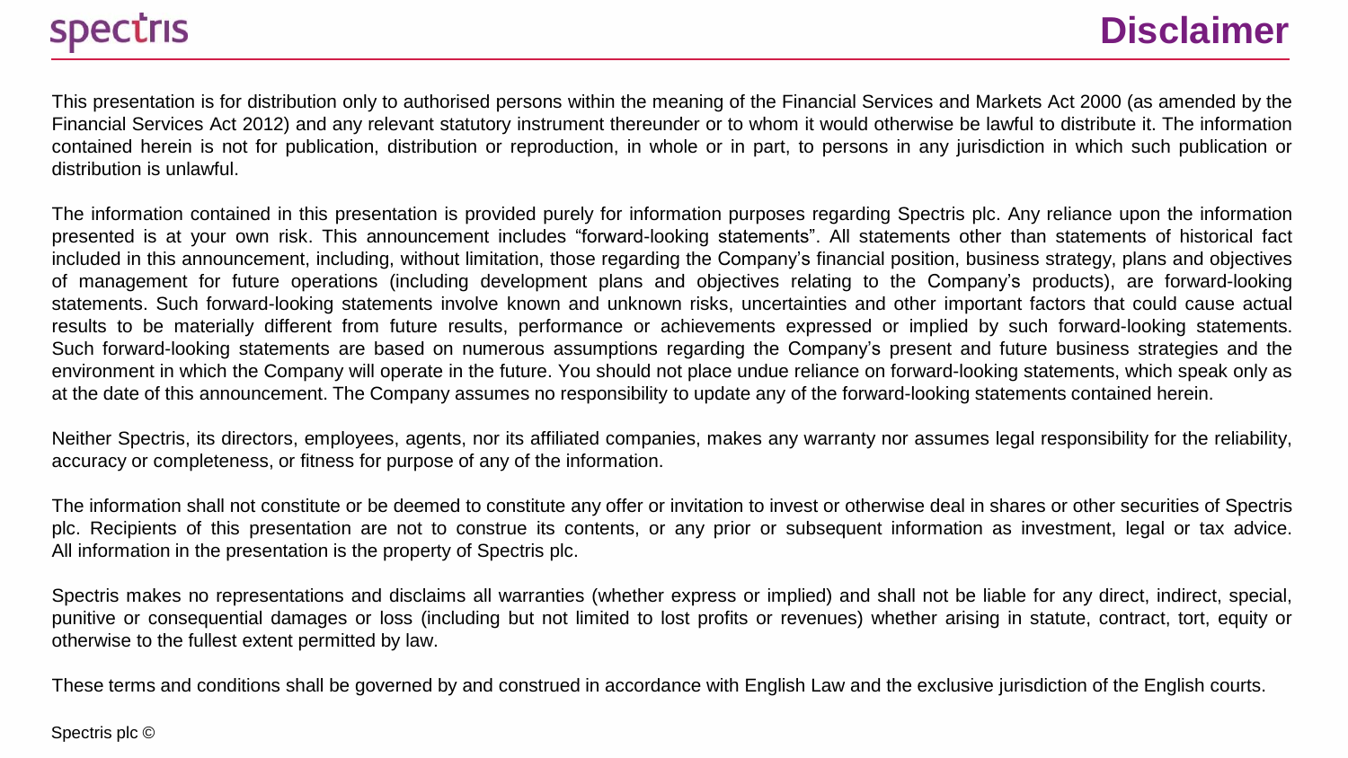# Disclaimer

This presentation is for distribution only to authorised persons within the meaning of the Financial Services and Markets Act 2000 (as amended by the Financial Services Act 2012) and any relevant statutory instrument thereunder or to whom it would otherwise be lawful to distribute it. The information contained herein is not for publication, distribution or reproduction, in whole or in part, to persons in any jurisdiction in which such publication or distribution is unlawful.

The information contained in this presentation is provided purely for information purposes regarding Spectris plc. Any reliance upon the information presented is at your own risk. This announcement includes "forward-looking statements". All statements other than statements of historical fact included in this announcement, including, without limitation, those regarding the Company's financial position, business strategy, plans and objectives of management for future operations (including development plans and objectives relating to the Company's products), are forward-looking statements. Such forward-looking statements involve known and unknown risks, uncertainties and other important factors that could cause actual results to be materially different from future results, performance or achievements expressed or implied by such forward-looking statements. Such forward-looking statements are based on numerous assumptions regarding the Company's present and future business strategies and the environment in which the Company will operate in the future. You should not place undue reliance on forward-looking statements, which speak only as at the date of this announcement. The Company assumes no responsibility to update any of the forward-looking statements contained herein.

Neither Spectris, its directors, employees, agents, nor its affiliated companies, makes any warranty nor assumes legal responsibility for the reliability, accuracy or completeness, or fitness for purpose of any of the information.

The information shall not constitute or be deemed to constitute any offer or invitation to invest or otherwise deal in shares or other securities of Spectris plc. Recipients of this presentation are not to construe its contents, or any prior or subsequent information as investment, legal or tax advice. All information in the presentation is the property of Spectris plc.

Spectris makes no representations and disclaims all warranties (whether express or implied) and shall not be liable for any direct, indirect, special, punitive or consequential damages or loss (including but not limited to lost profits or revenues) whether arising in statute, contract, tort, equity or otherwise to the fullest extent permitted by law.

These terms and conditions shall be governed by and construed in accordance with English Law and the exclusive jurisdiction of the English courts.

Spectris plc ©